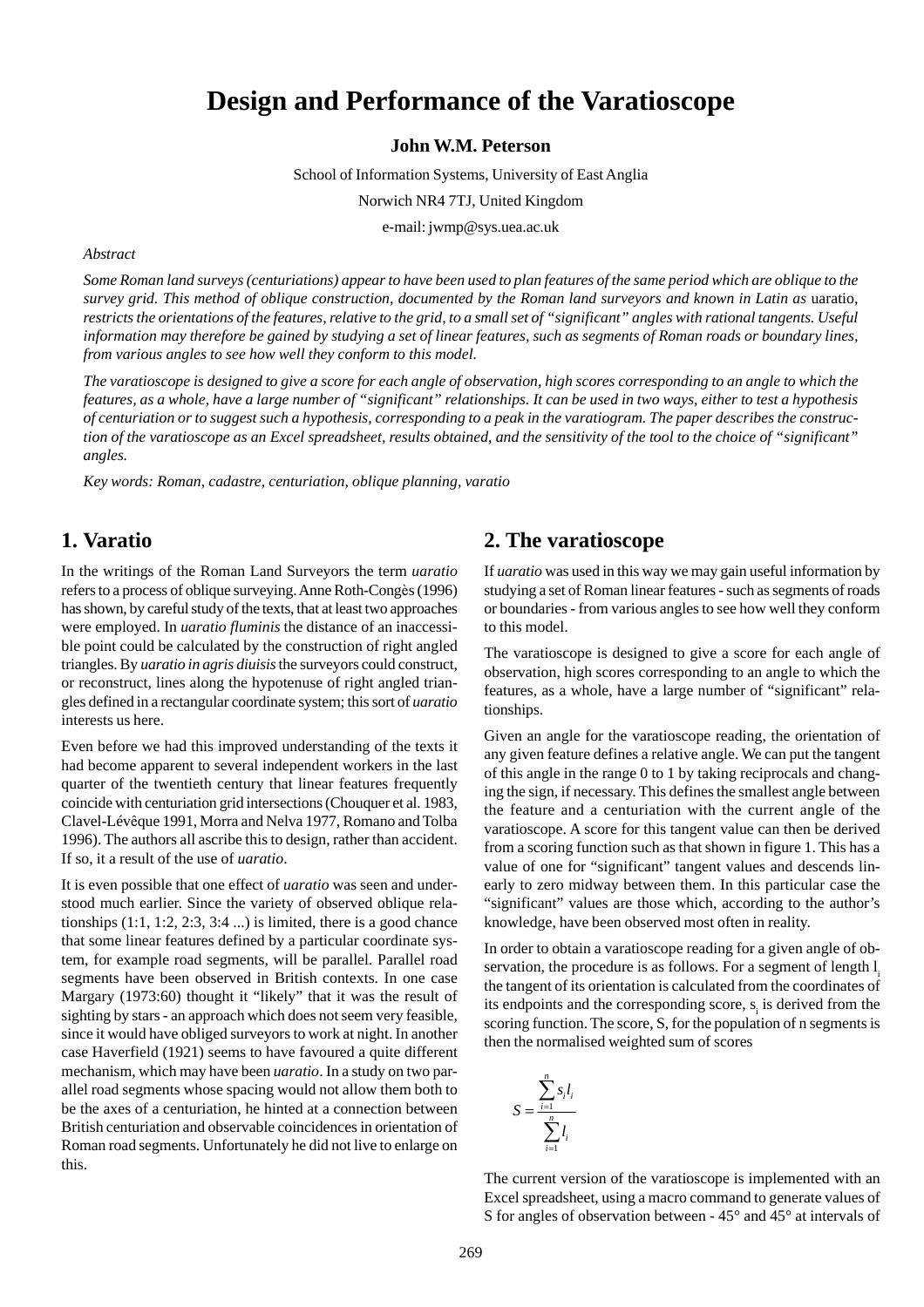# Design and Performance of the Varatioscope

**John W.M. Peterson**

School of Information Systems, University of East Anglia

Norwich NR4 7TJ, United Kingdom

e-mail: jwmp@sys.uea.ac.uk

*Abstract*

*Some Roman land surveys (centuriations) appear to have been used to plan features of the same period which are oblique to the survey grid. This method of oblique construction, documented by the Roman land surveyors and known in Latin as* uaratio, *restricts the orientations of the features, relative to the grid, to a small set of "significant" angles with rational tangents. Useful information may therefore be gained by studying a set of linear features, such as segments of Roman roads or boundary lines, from various angles to see how well they conform to this model.*

*The varatioscope is designed to give a score for each angle of observation, high scores corresponding to an angle to which the features, as a whole, have a large number of "significant" relationships. It can be used in two ways, either to test a hypothesis of centuriation or to suggest such a hypothesis, corresponding to a peak in the varatiogram. The paper describes the construction of the varatioscope as an Excel spreadsheet, results obtained, and the sensitivity of the tool to the choice of "significant" angles.*

*Key words: Roman, cadastre, centuriation, oblique planning, varatio*

## 1. Varatio

In the writings of the Roman Land Surveyors the term *uaratio* refers to a process of oblique surveying. Anne Roth-Congès (1996) has shown, by careful study of the texts, that at least two approaches were employed. In *uaratio fluminis* the distance of an inaccessible point could be calculated by the construction of right angled triangles. By *uaratio in agris diuisis* the surveyors could construct, or reconstruct, lines along the hypotenuse of right angled triangles defined in a rectangular coordinate system; this sort of *uaratio* interests us here.

Even before we had this improved understanding of the texts it had become apparent to several independent workers in the last quarter of the twentieth century that linear features frequently coincide with centuriation grid intersections (Chouquer et al. 1983, Clavel-Lévêque 1991, Morra and Nelva 1977, Romano and Tolba 1996). The authors all ascribe this to design, rather than accident. If so, it a result of the use of *uaratio*.

It is even possible that one effect of *uaratio* was seen and understood much earlier. Since the variety of observed oblique relationships (1:1, 1:2, 2:3, 3:4 ...) is limited, there is a good chance that some linear features defined by a particular coordinate system, for example road segments, will be parallel. Parallel road segments have been observed in British contexts. In one case Margary (1973:60) thought it "likely" that it was the result of sighting by stars - an approach which does not seem very feasible, since it would have obliged surveyors to work at night. In another case Haverfield (1921) seems to have favoured a quite different mechanism, which may have been *uaratio*. In a study on two parallel road segments whose spacing would not allow them both to be the axes of a centuriation, he hinted at a connection between British centuriation and observable coincidences in orientation of Roman road segments. Unfortunately he did not live to enlarge on this.

## 2. The varatioscope

If *uaratio* was used in this way we may gain useful information by studying a set of Roman linear features - such as segments of roads or boundaries - from various angles to see how well they conform to this model.

The varatioscope is designed to give a score for each angle of observation, high scores corresponding to an angle to which the features, as a whole, have a large number of "significant" relationships.

Given an angle for the varatioscope reading, the orientation of any given feature defines a relative angle. We can put the tangent of this angle in the range 0 to 1 by taking reciprocals and changing the sign, if necessary. This defines the smallest angle between the feature and a centuriation with the current angle of the varatioscope. A score for this tangent value can then be derived from a scoring function such as that shown in figure 1. This has a value of one for "significant" tangent values and descends linearly to zero midway between them. In this particular case the "significant" values are those which, according to the author's knowledge, have been observed most often in reality.

In order to obtain a varatioscope reading for a given angle of observation, the procedure is as follows. For a segment of length $l_i$ the tangent of its orientation is calculated from the coordinates of its endpoints and the corresponding score, $s_i$ is derived from the scoring function. The score, S, for the population of n segments is then the normalised weighted sum of scores

$$S = \frac{\sum_{i=1}^{n} s_i l_i}{\sum_{i=1}^{n} l_i}$$

The current version of the varatioscope is implemented with an Excel spreadsheet, using a macro command to generate values of S for angles of observation between - 45° and 45° at intervals of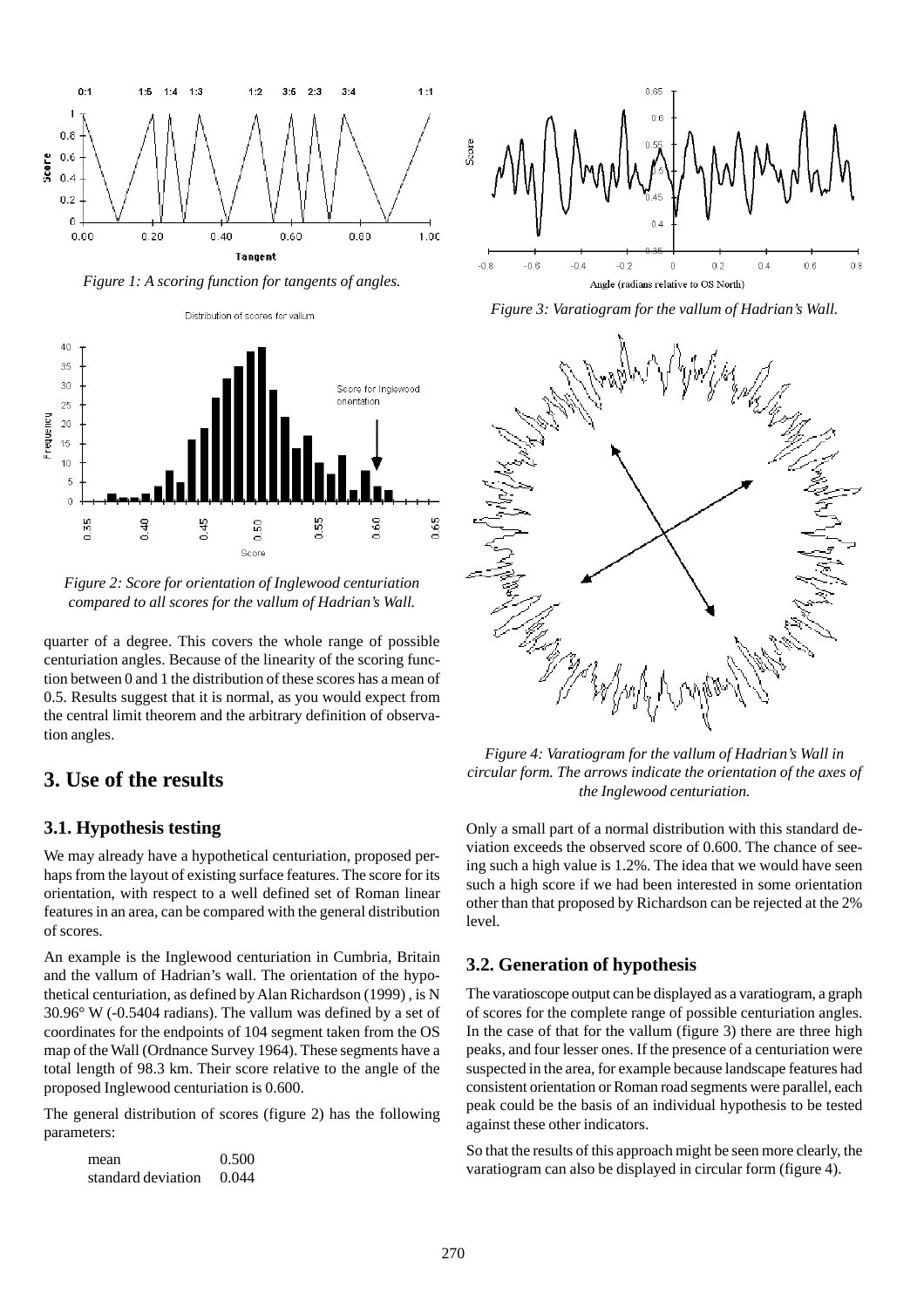*Figure 1: A scoring function for tangents of angles.*

*Figure 2: Score for orientation of Inglewood centuriation compared to all scores for the vallum of Hadrian's Wall.*

quarter of a degree. This covers the whole range of possible centuriation angles. Because of the linearity of the scoring function between 0 and 1 the distribution of these scores has a mean of 0.5. Results suggest that it is normal, as you would expect from the central limit theorem and the arbitrary definition of observation angles.

## 3. Use of the results

### 3.1. Hypothesis testing

We may already have a hypothetical centuriation, proposed perhaps from the layout of existing surface features. The score for its orientation, with respect to a well defined set of Roman linear features in an area, can be compared with the general distribution of scores.

An example is the Inglewood centuriation in Cumbria, Britain and the vallum of Hadrian's wall. The orientation of the hypothetical centuriation, as defined by Alan Richardson (1999), is N 30.96° W (-0.5404 radians). The vallum was defined by a set of coordinates for the endpoints of 104 segment taken from the OS map of the Wall (Ordnance Survey 1964). These segments have a total length of 98.3 km. Their score relative to the angle of the proposed Inglewood centuriation is 0.600.

The general distribution of scores (figure 2) has the following parameters:

| | |
|---|---|
| mean | 0.500 |
| standard deviation | 0.044 |

*Figure 3: Varatiogram for the vallum of Hadrian's Wall.*

*Figure 4: Varatiogram for the vallum of Hadrian's Wall in circular form. The arrows indicate the orientation of the axes of the Inglewood centuriation.*

Only a small part of a normal distribution with this standard deviation exceeds the observed score of 0.600. The chance of seeing such a high value is 1.2%. The idea that we would have seen such a high score if we had been interested in some orientation other than that proposed by Richardson can be rejected at the 2% level.

### 3.2. Generation of hypothesis

The varatioscope output can be displayed as a varatiogram, a graph of scores for the complete range of possible centuriation angles. In the case of that for the vallum (figure 3) there are three high peaks, and four lesser ones. If the presence of a centuriation were suspected in the area, for example because landscape features had consistent orientation or Roman road segments were parallel, each peak could be the basis of an individual hypothesis to be tested against these other indicators.

So that the results of this approach might be seen more clearly, the varatiogram can also be displayed in circular form (figure 4).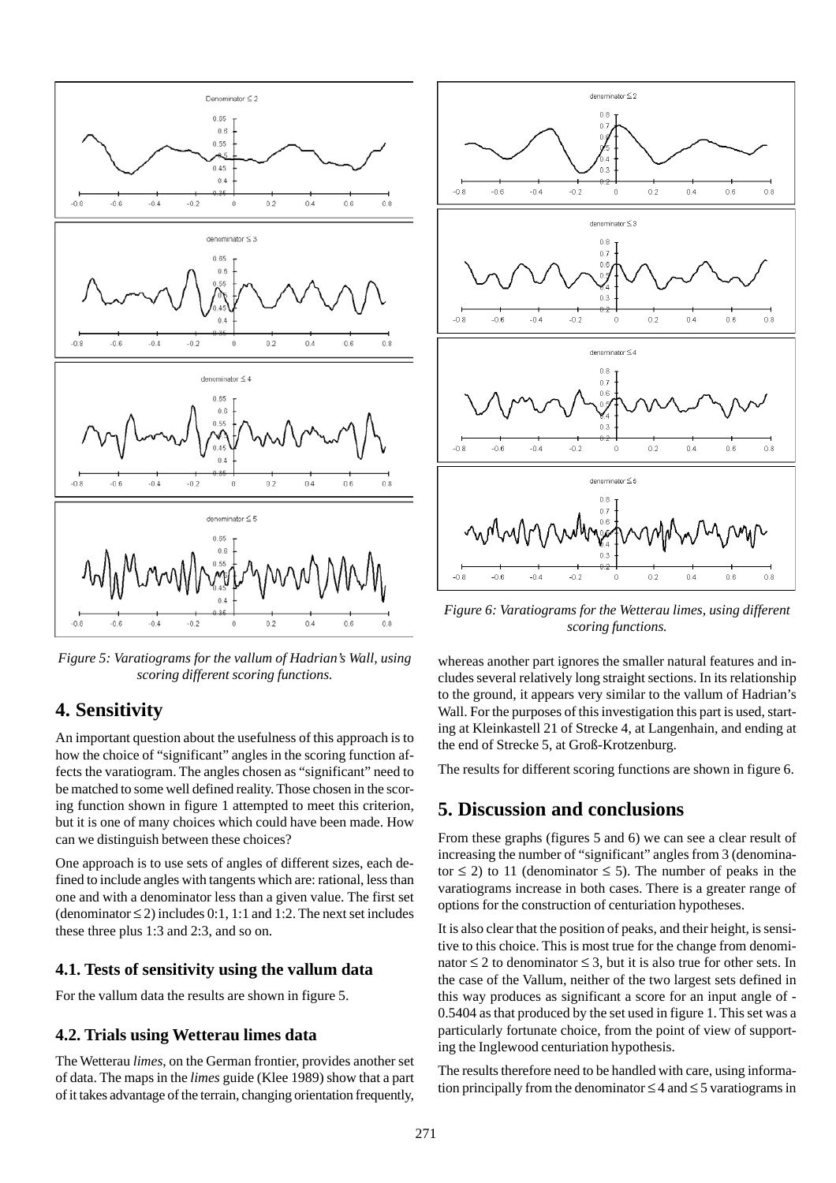*Figure 5: Varatiograms for the vallum of Hadrian's Wall, using scoring different scoring functions.*

## 4. Sensitivity

An important question about the usefulness of this approach is to how the choice of "significant" angles in the scoring function affects the varatiogram. The angles chosen as "significant" need to be matched to some well defined reality. Those chosen in the scoring function shown in figure 1 attempted to meet this criterion, but it is one of many choices which could have been made. How can we distinguish between these choices?

One approach is to use sets of angles of different sizes, each defined to include angles with tangents which are: rational, less than one and with a denominator less than a given value. The first set (denominator ≤ 2) includes 0:1, 1:1 and 1:2. The next set includes these three plus 1:3 and 2:3, and so on.

### 4.1. Tests of sensitivity using the vallum data

For the vallum data the results are shown in figure 5.

### 4.2. Trials using Wetterau limes data

The Wetterau *limes*, on the German frontier, provides another set of data. The maps in the *limes* guide (Klee 1989) show that a part of it takes advantage of the terrain, changing orientation frequently, whereas another part ignores the smaller natural features and includes several relatively long straight sections. In its relationship to the ground, it appears very similar to the vallum of Hadrian's Wall. For the purposes of this investigation this part is used, starting at Kleinkastell 21 of Strecke 4, at Langenhain, and ending at the end of Strecke 5, at Groß-Krotzenburg.

The results for different scoring functions are shown in figure 6.

*Figure 6: Varatiograms for the Wetterau limes, using different scoring functions.*

## 5. Discussion and conclusions

From these graphs (figures 5 and 6) we can see a clear result of increasing the number of "significant" angles from 3 (denominator ≤ 2) to 11 (denominator ≤ 5). The number of peaks in the varatiograms increase in both cases. There is a greater range of options for the construction of centuriation hypotheses.

It is also clear that the position of peaks, and their height, is sensitive to this choice. This is most true for the change from denominator ≤ 2 to denominator ≤ 3, but it is also true for other sets. In the case of the Vallum, neither of the two largest sets defined in this way produces as significant a score for an input angle of -0.5404 as that produced by the set used in figure 1. This set was a particularly fortunate choice, from the point of view of supporting the Inglewood centuriation hypothesis.

The results therefore need to be handled with care, using information principally from the denominator ≤ 4 and ≤ 5 varatiograms in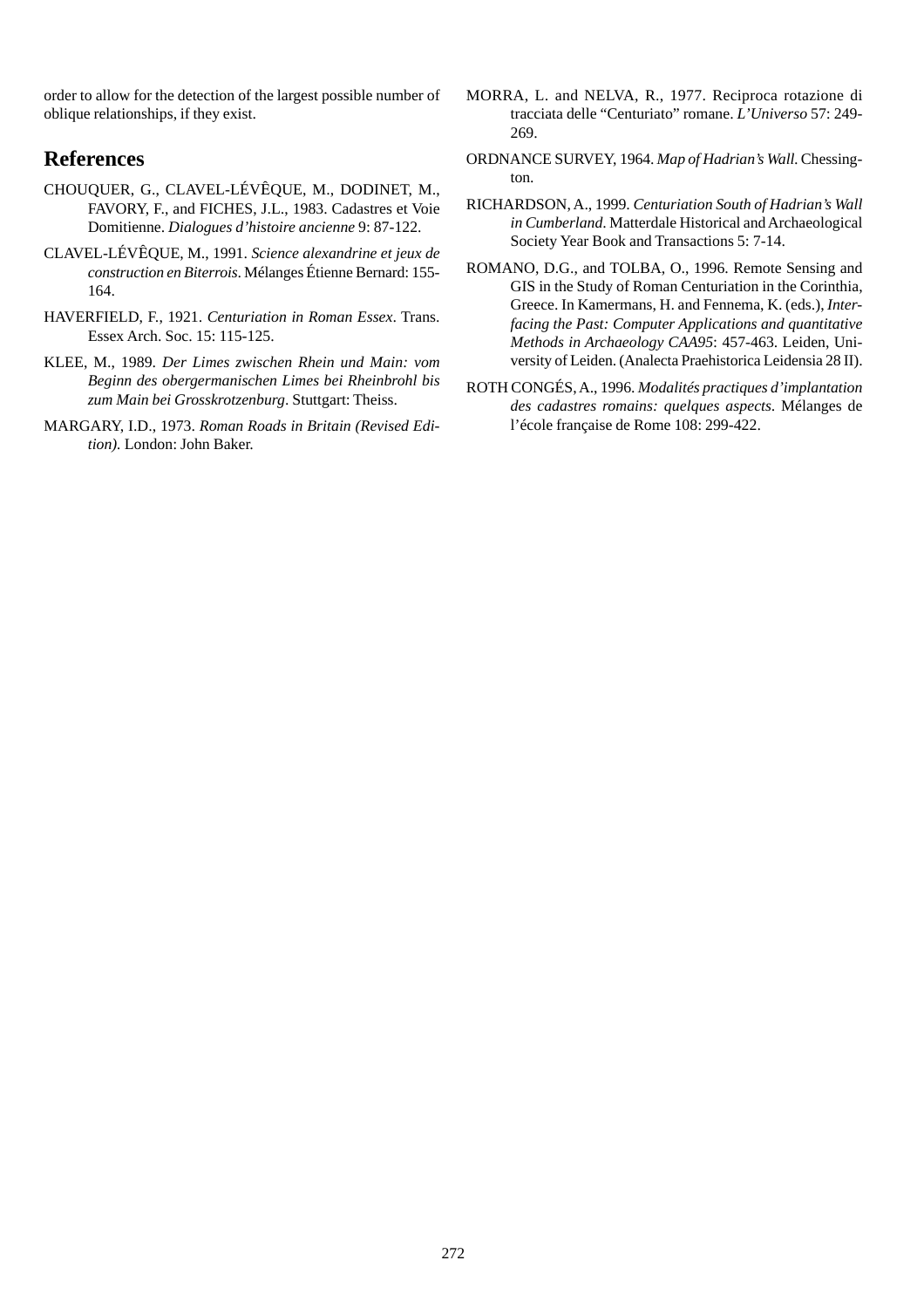order to allow for the detection of the largest possible number of oblique relationships, if they exist.

## References

CHOUQUER, G., CLAVEL-LÉVÊQUE, M., DODINET, M., FAVORY, F., and FICHES, J.L., 1983. Cadastres et Voie Domitienne. *Dialogues d'histoire ancienne* 9: 87-122.

CLAVEL-LÉVÊQUE, M., 1991. *Science alexandrine et jeux de construction en Biterrois*. Mélanges Étienne Bernard: 155-164.

HAVERFIELD, F., 1921. *Centuriation in Roman Essex*. Trans. Essex Arch. Soc. 15: 115-125.

KLEE, M., 1989. *Der Limes zwischen Rhein und Main: vom Beginn des obergermanischen Limes bei Rheinbrohl bis zum Main bei Grosskrotzenburg*. Stuttgart: Theiss.

MARGARY, I.D., 1973. *Roman Roads in Britain (Revised Edition).* London: John Baker.

MORRA, L. and NELVA, R., 1977. Reciproca rotazione di tracciata delle "Centuriato" romane. *L'Universo* 57: 249-269.

ORDNANCE SURVEY, 1964. *Map of Hadrian's Wall*. Chessington.

RICHARDSON, A., 1999. *Centuriation South of Hadrian's Wall in Cumberland*. Matterdale Historical and Archaeological Society Year Book and Transactions 5: 7-14.

ROMANO, D.G., and TOLBA, O., 1996. Remote Sensing and GIS in the Study of Roman Centuriation in the Corinthia, Greece. In Kamermans, H. and Fennema, K. (eds.), *Interfacing the Past: Computer Applications and quantitative Methods in Archaeology CAA95*: 457-463. Leiden, University of Leiden. (Analecta Praehistorica Leidensia 28 II).

ROTH CONGÉS, A., 1996. *Modalités practiques d'implantation des cadastres romains: quelques aspects*. Mélanges de l'école française de Rome 108: 299-422.